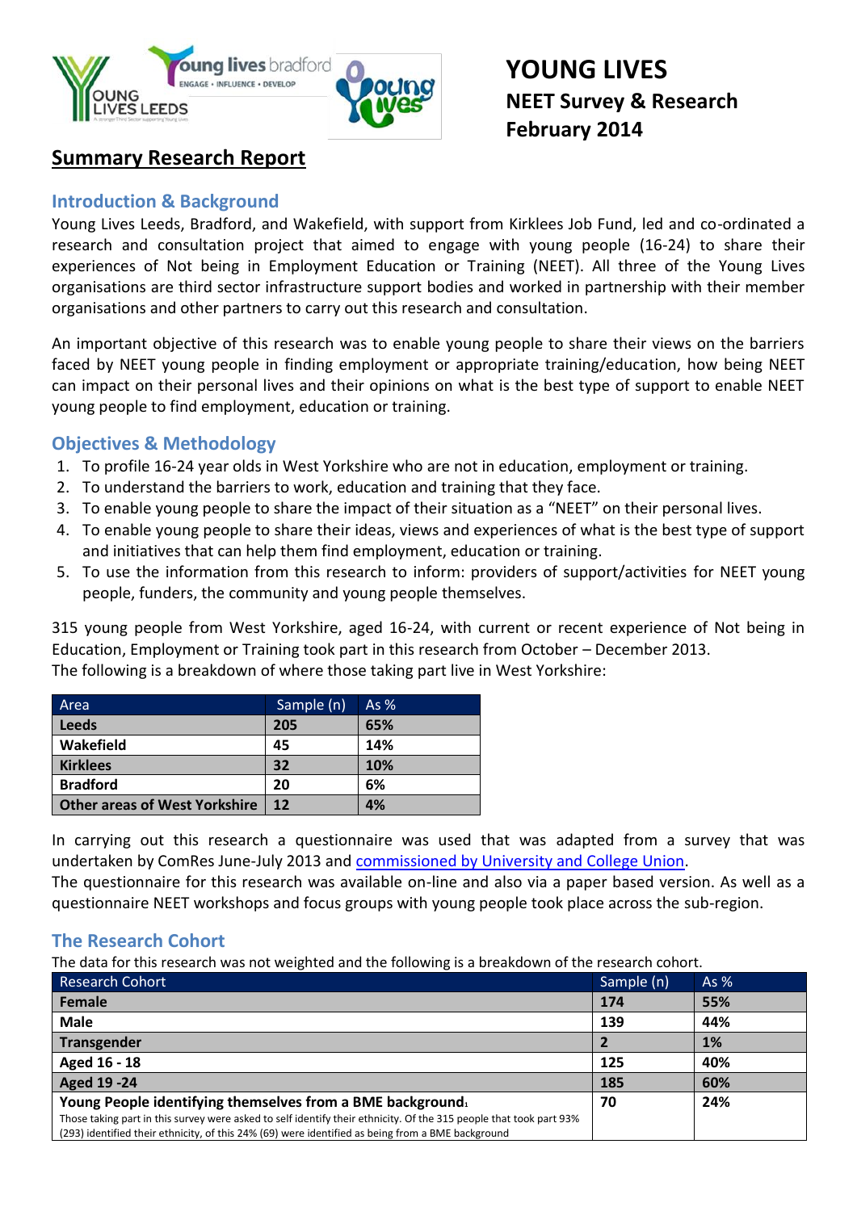# YOUNG LIVES
## NEET Survey & Research
## February 2014

## Summary Research Report

### Introduction & Background

Young Lives Leeds, Bradford, and Wakefield, with support from Kirklees Job Fund, led and co-ordinated a research and consultation project that aimed to engage with young people (16-24) to share their experiences of Not being in Employment Education or Training (NEET). All three of the Young Lives organisations are third sector infrastructure support bodies and worked in partnership with their member organisations and other partners to carry out this research and consultation.

An important objective of this research was to enable young people to share their views on the barriers faced by NEET young people in finding employment or appropriate training/education, how being NEET can impact on their personal lives and their opinions on what is the best type of support to enable NEET young people to find employment, education or training.

### Objectives & Methodology

1. To profile 16-24 year olds in West Yorkshire who are not in education, employment or training.
2. To understand the barriers to work, education and training that they face.
3. To enable young people to share the impact of their situation as a "NEET" on their personal lives.
4. To enable young people to share their ideas, views and experiences of what is the best type of support and initiatives that can help them find employment, education or training.
5. To use the information from this research to inform: providers of support/activities for NEET young people, funders, the community and young people themselves.

315 young people from West Yorkshire, aged 16-24, with current or recent experience of Not being in Education, Employment or Training took part in this research from October – December 2013.
The following is a breakdown of where those taking part live in West Yorkshire:

| Area | Sample (n) | As % |
|---|---|---|
| **Leeds** | **205** | **65%** |
| **Wakefield** | **45** | **14%** |
| **Kirklees** | **32** | **10%** |
| **Bradford** | **20** | **6%** |
| **Other areas of West Yorkshire** | **12** | **4%** |

In carrying out this research a questionnaire was used that was adapted from a survey that was undertaken by ComRes June-July 2013 and commissioned by University and College Union.
The questionnaire for this research was available on-line and also via a paper based version. As well as a questionnaire NEET workshops and focus groups with young people took place across the sub-region.

### The Research Cohort

The data for this research was not weighted and the following is a breakdown of the research cohort.

| Research Cohort | Sample (n) | As % |
|---|---|---|
| **Female** | **174** | **55%** |
| **Male** | **139** | **44%** |
| **Transgender** | **2** | **1%** |
| **Aged 16 - 18** | **125** | **40%** |
| **Aged 19 -24** | **185** | **60%** |
| **Young People identifying themselves from a BME background**[1] Those taking part in this survey were asked to self identify their ethnicity. Of the 315 people that took part 93% (293) identified their ethnicity, of this 24% (69) were identified as being from a BME background | **70** | **24%** |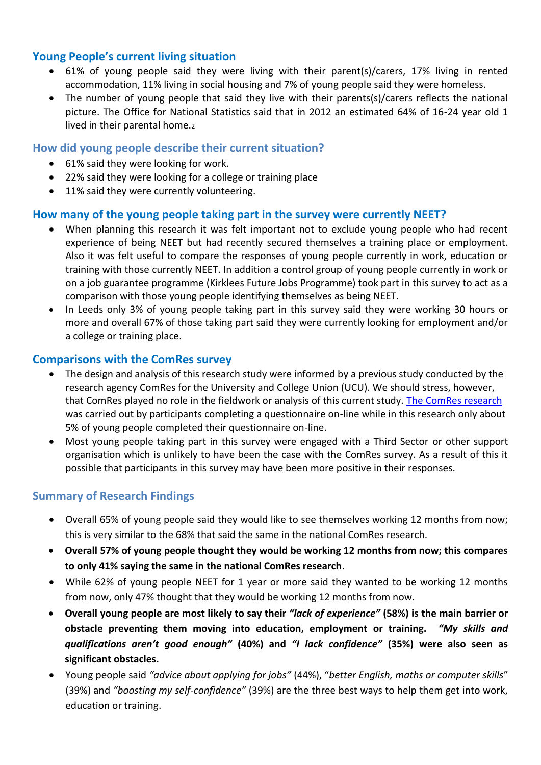## Young People's current living situation

- 61% of young people said they were living with their parent(s)/carers, 17% living in rented accommodation, 11% living in social housing and 7% of young people said they were homeless.
- The number of young people that said they live with their parents(s)/carers reflects the national picture. The Office for National Statistics said that in 2012 an estimated 64% of 16-24 year old 1 lived in their parental home.[2]

## How did young people describe their current situation?

- 61% said they were looking for work.
- 22% said they were looking for a college or training place
- 11% said they were currently volunteering.

## How many of the young people taking part in the survey were currently NEET?

- When planning this research it was felt important not to exclude young people who had recent experience of being NEET but had recently secured themselves a training place or employment. Also it was felt useful to compare the responses of young people currently in work, education or training with those currently NEET. In addition a control group of young people currently in work or on a job guarantee programme (Kirklees Future Jobs Programme) took part in this survey to act as a comparison with those young people identifying themselves as being NEET.
- In Leeds only 3% of young people taking part in this survey said they were working 30 hours or more and overall 67% of those taking part said they were currently looking for employment and/or a college or training place.

## Comparisons with the ComRes survey

- The design and analysis of this research study were informed by a previous study conducted by the research agency ComRes for the University and College Union (UCU). We should stress, however, that ComRes played no role in the fieldwork or analysis of this current study. The ComRes research was carried out by participants completing a questionnaire on-line while in this research only about 5% of young people completed their questionnaire on-line.
- Most young people taking part in this survey were engaged with a Third Sector or other support organisation which is unlikely to have been the case with the ComRes survey. As a result of this it possible that participants in this survey may have been more positive in their responses.

## Summary of Research Findings

- Overall 65% of young people said they would like to see themselves working 12 months from now; this is very similar to the 68% that said the same in the national ComRes research.
- **Overall 57% of young people thought they would be working 12 months from now; this compares to only 41% saying the same in the national ComRes research**.
- While 62% of young people NEET for 1 year or more said they wanted to be working 12 months from now, only 47% thought that they would be working 12 months from now.
- **Overall young people are most likely to say their *"lack of experience"* (58%) is the main barrier or obstacle preventing them moving into education, employment or training. *"My skills and qualifications aren't good enough"* (40%) and *"I lack confidence"* (35%) were also seen as significant obstacles.**
- Young people said *"advice about applying for jobs"* (44%), "*better English, maths or computer skills*" (39%) and *"boosting my self-confidence"* (39%) are the three best ways to help them get into work, education or training.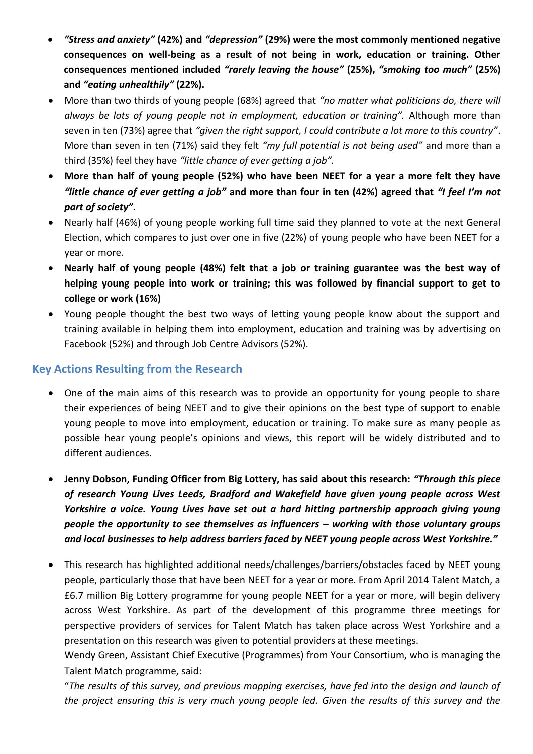- ***"Stress and anxiety"* (42%) and *"depression"* (29%) were the most commonly mentioned negative consequences on well-being as a result of not being in work, education or training. Other consequences mentioned included *"rarely leaving the house"* (25%), *"smoking too much"* (25%) and *"eating unhealthily"* (22%).**
- More than two thirds of young people (68%) agreed that *"no matter what politicians do, there will always be lots of young people not in employment, education or training".* Although more than seven in ten (73%) agree that *"given the right support, I could contribute a lot more to this country"*. More than seven in ten (71%) said they felt *"my full potential is not being used"* and more than a third (35%) feel they have *"little chance of ever getting a job".*
- **More than half of young people (52%) who have been NEET for a year a more felt they have *"little chance of ever getting a job"* and more than four in ten (42%) agreed that *"I feel I'm not part of society"*.**
- Nearly half (46%) of young people working full time said they planned to vote at the next General Election, which compares to just over one in five (22%) of young people who have been NEET for a year or more.
- **Nearly half of young people (48%) felt that a job or training guarantee was the best way of helping young people into work or training; this was followed by financial support to get to college or work (16%)**
- Young people thought the best two ways of letting young people know about the support and training available in helping them into employment, education and training was by advertising on Facebook (52%) and through Job Centre Advisors (52%).

## Key Actions Resulting from the Research

- One of the main aims of this research was to provide an opportunity for young people to share their experiences of being NEET and to give their opinions on the best type of support to enable young people to move into employment, education or training. To make sure as many people as possible hear young people's opinions and views, this report will be widely distributed and to different audiences.

- **Jenny Dobson, Funding Officer from Big Lottery, has said about this research: *"Through this piece of research Young Lives Leeds, Bradford and Wakefield have given young people across West Yorkshire a voice. Young Lives have set out a hard hitting partnership approach giving young people the opportunity to see themselves as influencers – working with those voluntary groups and local businesses to help address barriers faced by NEET young people across West Yorkshire."***

- This research has highlighted additional needs/challenges/barriers/obstacles faced by NEET young people, particularly those that have been NEET for a year or more. From April 2014 Talent Match, a £6.7 million Big Lottery programme for young people NEET for a year or more, will begin delivery across West Yorkshire. As part of the development of this programme three meetings for perspective providers of services for Talent Match has taken place across West Yorkshire and a presentation on this research was given to potential providers at these meetings.
  Wendy Green, Assistant Chief Executive (Programmes) from Your Consortium, who is managing the Talent Match programme, said:
  "*The results of this survey, and previous mapping exercises, have fed into the design and launch of the project ensuring this is very much young people led. Given the results of this survey and the*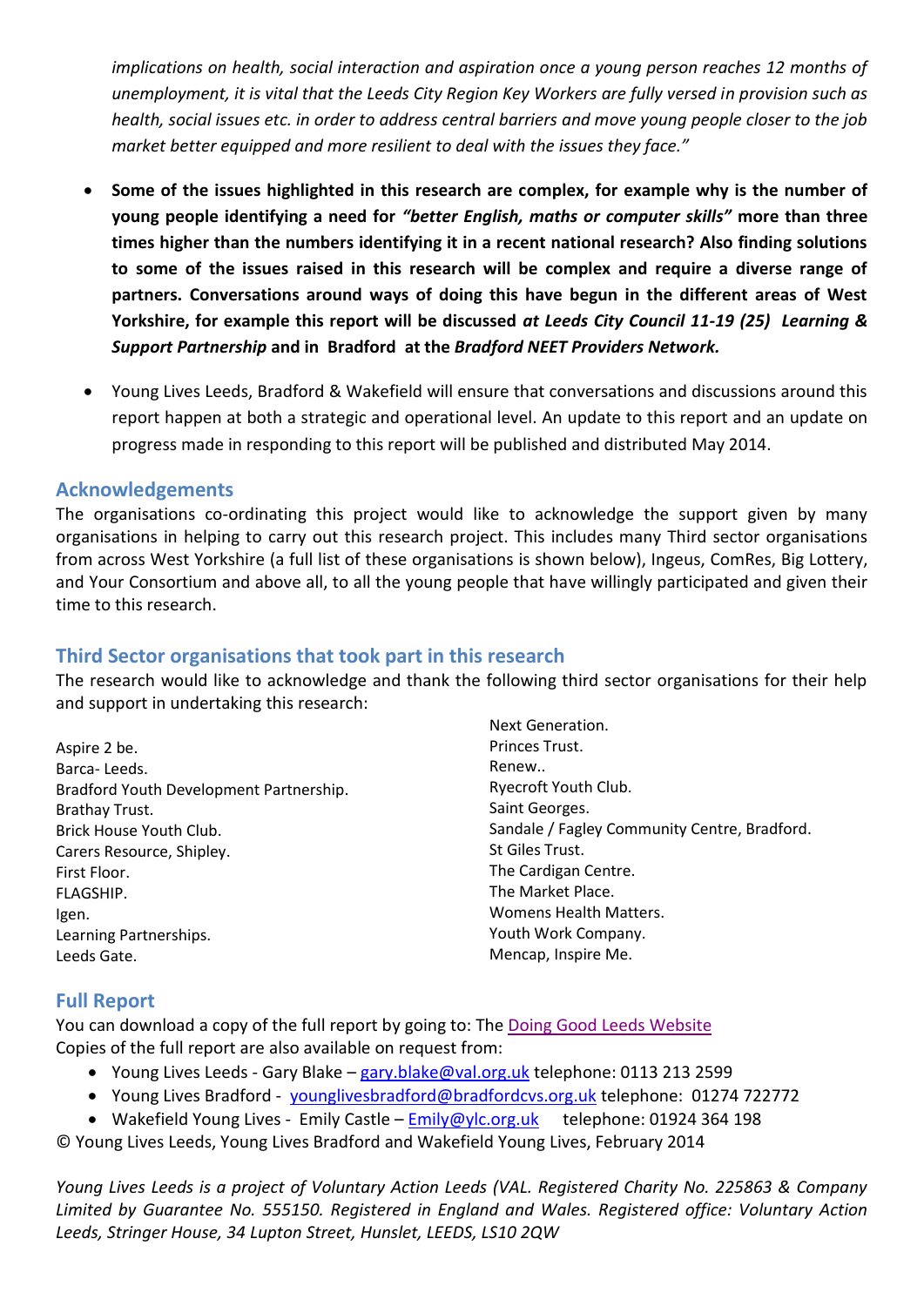*implications on health, social interaction and aspiration once a young person reaches 12 months of unemployment, it is vital that the Leeds City Region Key Workers are fully versed in provision such as health, social issues etc. in order to address central barriers and move young people closer to the job market better equipped and more resilient to deal with the issues they face."*

- **Some of the issues highlighted in this research are complex, for example why is the number of young people identifying a need for *"better English, maths or computer skills"* more than three times higher than the numbers identifying it in a recent national research? Also finding solutions to some of the issues raised in this research will be complex and require a diverse range of partners. Conversations around ways of doing this have begun in the different areas of West Yorkshire, for example this report will be discussed *at Leeds City Council 11-19 (25) Learning & Support Partnership* and in Bradford at the *Bradford NEET Providers Network.***
- Young Lives Leeds, Bradford & Wakefield will ensure that conversations and discussions around this report happen at both a strategic and operational level. An update to this report and an update on progress made in responding to this report will be published and distributed May 2014.

## Acknowledgements

The organisations co-ordinating this project would like to acknowledge the support given by many organisations in helping to carry out this research project. This includes many Third sector organisations from across West Yorkshire (a full list of these organisations is shown below), Ingeus, ComRes, Big Lottery, and Your Consortium and above all, to all the young people that have willingly participated and given their time to this research.

## Third Sector organisations that took part in this research

The research would like to acknowledge and thank the following third sector organisations for their help and support in undertaking this research:

Aspire 2 be.
Barca- Leeds.
Bradford Youth Development Partnership.
Brathay Trust.
Brick House Youth Club.
Carers Resource, Shipley.
First Floor.
FLAGSHIP.
Igen.
Learning Partnerships.
Leeds Gate.
Next Generation.
Princes Trust.
Renew..
Ryecroft Youth Club.
Saint Georges.
Sandale / Fagley Community Centre, Bradford.
St Giles Trust.
The Cardigan Centre.
The Market Place.
Womens Health Matters.
Youth Work Company.
Mencap, Inspire Me.

## Full Report

You can download a copy of the full report by going to: The Doing Good Leeds Website
Copies of the full report are also available on request from:

- Young Lives Leeds - Gary Blake – gary.blake@val.org.uk telephone: 0113 213 2599
- Young Lives Bradford - younglivesbradford@bradfordcvs.org.uk telephone: 01274 722772
- Wakefield Young Lives - Emily Castle – Emily@ylc.org.uk telephone: 01924 364 198

© Young Lives Leeds, Young Lives Bradford and Wakefield Young Lives, February 2014

*Young Lives Leeds is a project of Voluntary Action Leeds (VAL. Registered Charity No. 225863 & Company Limited by Guarantee No. 555150. Registered in England and Wales. Registered office: Voluntary Action Leeds, Stringer House, 34 Lupton Street, Hunslet, LEEDS, LS10 2QW*